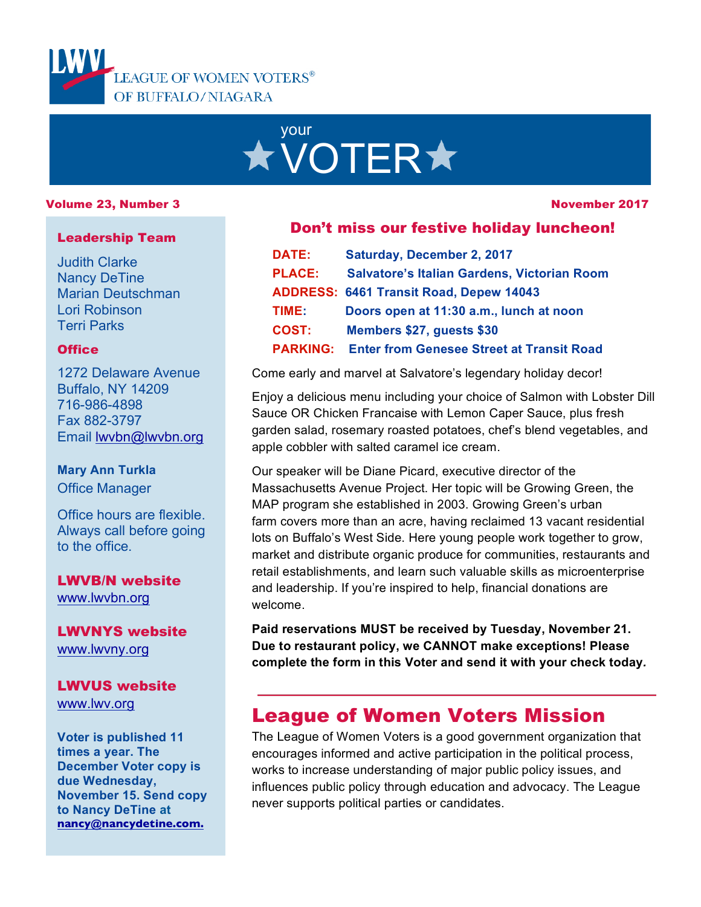LEAGUE OF WOMEN VOTERS® OF BUFFALO/NIAGARA

# your ★VOTER★

**Volume 23, Number 3** — **November 2017**

## Don't miss our festive holiday luncheon!

| | |
|---|---|
| **DATE:** | **Saturday, December 2, 2017** |
| **PLACE:** | **Salvatore's Italian Gardens, Victorian Room** |
| **ADDRESS:** | **6461 Transit Road, Depew 14043** |
| **TIME:** | **Doors open at 11:30 a.m., lunch at noon** |
| **COST:** | **Members $27, guests $30** |
| **PARKING:** | **Enter from Genesee Street at Transit Road** |

Come early and marvel at Salvatore's legendary holiday decor!

Enjoy a delicious menu including your choice of Salmon with Lobster Dill Sauce OR Chicken Francaise with Lemon Caper Sauce, plus fresh garden salad, rosemary roasted potatoes, chef's blend vegetables, and apple cobbler with salted caramel ice cream.

Our speaker will be Diane Picard, executive director of the Massachusetts Avenue Project. Her topic will be Growing Green, the MAP program she established in 2003. Growing Green's urban farm covers more than an acre, having reclaimed 13 vacant residential lots on Buffalo's West Side. Here young people work together to grow, market and distribute organic produce for communities, restaurants and retail establishments, and learn such valuable skills as microenterprise and leadership. If you're inspired to help, financial donations are welcome.

**Paid reservations MUST be received by Tuesday, November 21. Due to restaurant policy, we CANNOT make exceptions! Please complete the form in this Voter and send it with your check today.**

## League of Women Voters Mission

The League of Women Voters is a good government organization that encourages informed and active participation in the political process, works to increase understanding of major public policy issues, and influences public policy through education and advocacy. The League never supports political parties or candidates.

---

### Leadership Team

Judith Clarke
Nancy DeTine
Marian Deutschman
Lori Robinson
Terri Parks

### Office

1272 Delaware Avenue
Buffalo, NY 14209
716-986-4898
Fax 882-3797
Email lwvbn@lwvbn.org

**Mary Ann Turkla**
Office Manager

Office hours are flexible. Always call before going to the office.

### LWVB/N website
www.lwvbn.org

### LWVNYS website
www.lwvny.org

### LWVUS website
www.lwv.org

**Voter is published 11 times a year. The December Voter copy is due Wednesday, November 15. Send copy to Nancy DeTine at nancy@nancydetine.com.**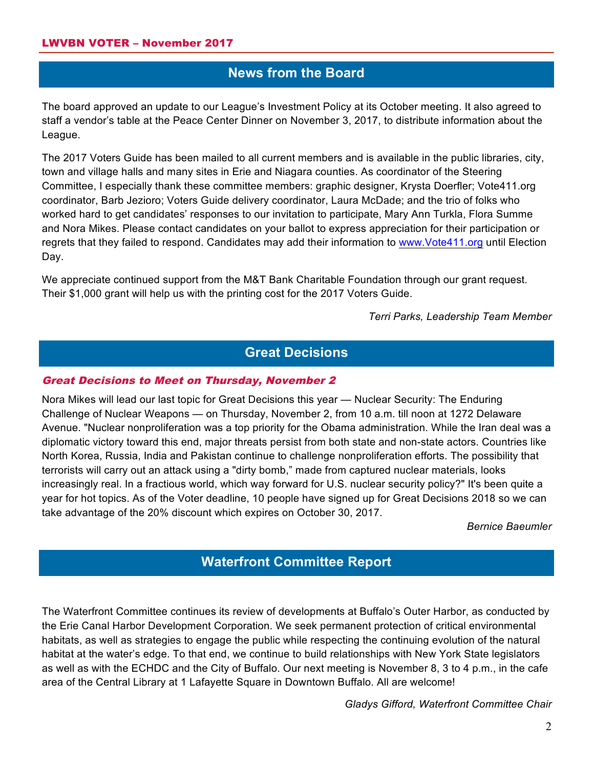## News from the Board

The board approved an update to our League's Investment Policy at its October meeting. It also agreed to staff a vendor's table at the Peace Center Dinner on November 3, 2017, to distribute information about the League.

The 2017 Voters Guide has been mailed to all current members and is available in the public libraries, city, town and village halls and many sites in Erie and Niagara counties. As coordinator of the Steering Committee, I especially thank these committee members: graphic designer, Krysta Doerfler; Vote411.org coordinator, Barb Jezioro; Voters Guide delivery coordinator, Laura McDade; and the trio of folks who worked hard to get candidates' responses to our invitation to participate, Mary Ann Turkla, Flora Summe and Nora Mikes. Please contact candidates on your ballot to express appreciation for their participation or regrets that they failed to respond. Candidates may add their information to [www.Vote411.org](http://www.Vote411.org) until Election Day.

We appreciate continued support from the M&T Bank Charitable Foundation through our grant request. Their $1,000 grant will help us with the printing cost for the 2017 Voters Guide.

*Terri Parks, Leadership Team Member*

## Great Decisions

### *Great Decisions to Meet on Thursday, November 2*

Nora Mikes will lead our last topic for Great Decisions this year — Nuclear Security: The Enduring Challenge of Nuclear Weapons — on Thursday, November 2, from 10 a.m. till noon at 1272 Delaware Avenue. "Nuclear nonproliferation was a top priority for the Obama administration. While the Iran deal was a diplomatic victory toward this end, major threats persist from both state and non-state actors. Countries like North Korea, Russia, India and Pakistan continue to challenge nonproliferation efforts. The possibility that terrorists will carry out an attack using a "dirty bomb," made from captured nuclear materials, looks increasingly real. In a fractious world, which way forward for U.S. nuclear security policy?" It's been quite a year for hot topics. As of the Voter deadline, 10 people have signed up for Great Decisions 2018 so we can take advantage of the 20% discount which expires on October 30, 2017.

*Bernice Baeumler*

## Waterfront Committee Report

The Waterfront Committee continues its review of developments at Buffalo's Outer Harbor, as conducted by the Erie Canal Harbor Development Corporation. We seek permanent protection of critical environmental habitats, as well as strategies to engage the public while respecting the continuing evolution of the natural habitat at the water's edge. To that end, we continue to build relationships with New York State legislators as well as with the ECHDC and the City of Buffalo. Our next meeting is November 8, 3 to 4 p.m., in the cafe area of the Central Library at 1 Lafayette Square in Downtown Buffalo. All are welcome!

*Gladys Gifford, Waterfront Committee Chair*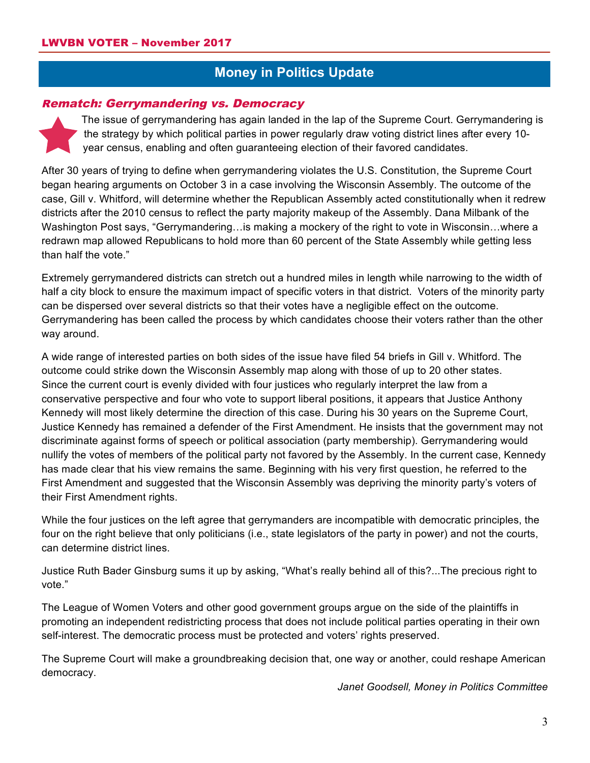## Money in Politics Update

### *Rematch: Gerrymandering vs. Democracy*

The issue of gerrymandering has again landed in the lap of the Supreme Court. Gerrymandering is the strategy by which political parties in power regularly draw voting district lines after every 10-year census, enabling and often guaranteeing election of their favored candidates.

After 30 years of trying to define when gerrymandering violates the U.S. Constitution, the Supreme Court began hearing arguments on October 3 in a case involving the Wisconsin Assembly. The outcome of the case, Gill v. Whitford, will determine whether the Republican Assembly acted constitutionally when it redrew districts after the 2010 census to reflect the party majority makeup of the Assembly. Dana Milbank of the Washington Post says, "Gerrymandering…is making a mockery of the right to vote in Wisconsin…where a redrawn map allowed Republicans to hold more than 60 percent of the State Assembly while getting less than half the vote."

Extremely gerrymandered districts can stretch out a hundred miles in length while narrowing to the width of half a city block to ensure the maximum impact of specific voters in that district. Voters of the minority party can be dispersed over several districts so that their votes have a negligible effect on the outcome. Gerrymandering has been called the process by which candidates choose their voters rather than the other way around.

A wide range of interested parties on both sides of the issue have filed 54 briefs in Gill v. Whitford. The outcome could strike down the Wisconsin Assembly map along with those of up to 20 other states. Since the current court is evenly divided with four justices who regularly interpret the law from a conservative perspective and four who vote to support liberal positions, it appears that Justice Anthony Kennedy will most likely determine the direction of this case. During his 30 years on the Supreme Court, Justice Kennedy has remained a defender of the First Amendment. He insists that the government may not discriminate against forms of speech or political association (party membership). Gerrymandering would nullify the votes of members of the political party not favored by the Assembly. In the current case, Kennedy has made clear that his view remains the same. Beginning with his very first question, he referred to the First Amendment and suggested that the Wisconsin Assembly was depriving the minority party's voters of their First Amendment rights.

While the four justices on the left agree that gerrymanders are incompatible with democratic principles, the four on the right believe that only politicians (i.e., state legislators of the party in power) and not the courts, can determine district lines.

Justice Ruth Bader Ginsburg sums it up by asking, "What's really behind all of this?...The precious right to vote."

The League of Women Voters and other good government groups argue on the side of the plaintiffs in promoting an independent redistricting process that does not include political parties operating in their own self-interest. The democratic process must be protected and voters' rights preserved.

The Supreme Court will make a groundbreaking decision that, one way or another, could reshape American democracy.

*Janet Goodsell, Money in Politics Committee*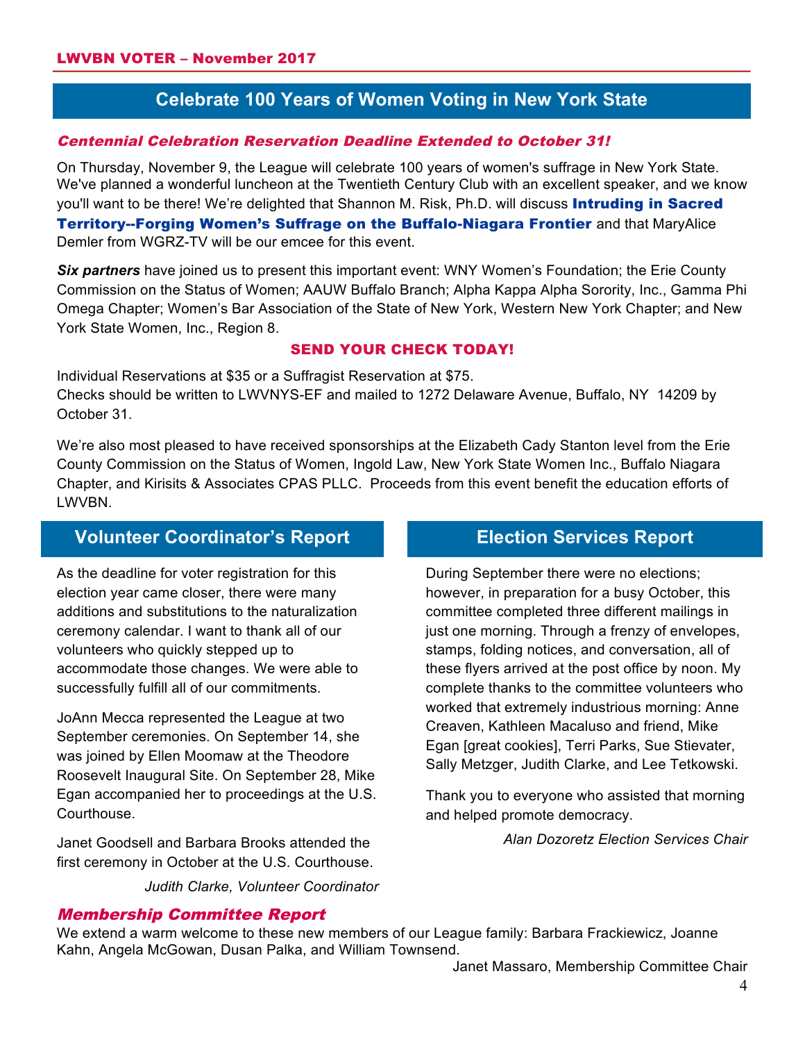## Celebrate 100 Years of Women Voting in New York State

***Centennial Celebration Reservation Deadline Extended to October 31!***

On Thursday, November 9, the League will celebrate 100 years of women's suffrage in New York State. We've planned a wonderful luncheon at the Twentieth Century Club with an excellent speaker, and we know you'll want to be there! We're delighted that Shannon M. Risk, Ph.D. will discuss **Intruding in Sacred Territory--Forging Women's Suffrage on the Buffalo-Niagara Frontier** and that MaryAlice Demler from WGRZ-TV will be our emcee for this event.

***Six partners*** have joined us to present this important event: WNY Women's Foundation; the Erie County Commission on the Status of Women; AAUW Buffalo Branch; Alpha Kappa Alpha Sorority, Inc., Gamma Phi Omega Chapter; Women's Bar Association of the State of New York, Western New York Chapter; and New York State Women, Inc., Region 8.

**SEND YOUR CHECK TODAY!**

Individual Reservations at $35 or a Suffragist Reservation at $75.
Checks should be written to LWVNYS-EF and mailed to 1272 Delaware Avenue, Buffalo, NY 14209 by October 31.

We're also most pleased to have received sponsorships at the Elizabeth Cady Stanton level from the Erie County Commission on the Status of Women, Ingold Law, New York State Women Inc., Buffalo Niagara Chapter, and Kirisits & Associates CPAS PLLC. Proceeds from this event benefit the education efforts of LWVBN.

## Volunteer Coordinator's Report

As the deadline for voter registration for this election year came closer, there were many additions and substitutions to the naturalization ceremony calendar. I want to thank all of our volunteers who quickly stepped up to accommodate those changes. We were able to successfully fulfill all of our commitments.

JoAnn Mecca represented the League at two September ceremonies. On September 14, she was joined by Ellen Moomaw at the Theodore Roosevelt Inaugural Site. On September 28, Mike Egan accompanied her to proceedings at the U.S. Courthouse.

Janet Goodsell and Barbara Brooks attended the first ceremony in October at the U.S. Courthouse.

*Judith Clarke, Volunteer Coordinator*

## Election Services Report

During September there were no elections; however, in preparation for a busy October, this committee completed three different mailings in just one morning. Through a frenzy of envelopes, stamps, folding notices, and conversation, all of these flyers arrived at the post office by noon. My complete thanks to the committee volunteers who worked that extremely industrious morning: Anne Creaven, Kathleen Macaluso and friend, Mike Egan [great cookies], Terri Parks, Sue Stievater, Sally Metzger, Judith Clarke, and Lee Tetkowski.

Thank you to everyone who assisted that morning and helped promote democracy.

*Alan Dozoretz Election Services Chair*

### *Membership Committee Report*

We extend a warm welcome to these new members of our League family: Barbara Frackiewicz, Joanne Kahn, Angela McGowan, Dusan Palka, and William Townsend.

Janet Massaro, Membership Committee Chair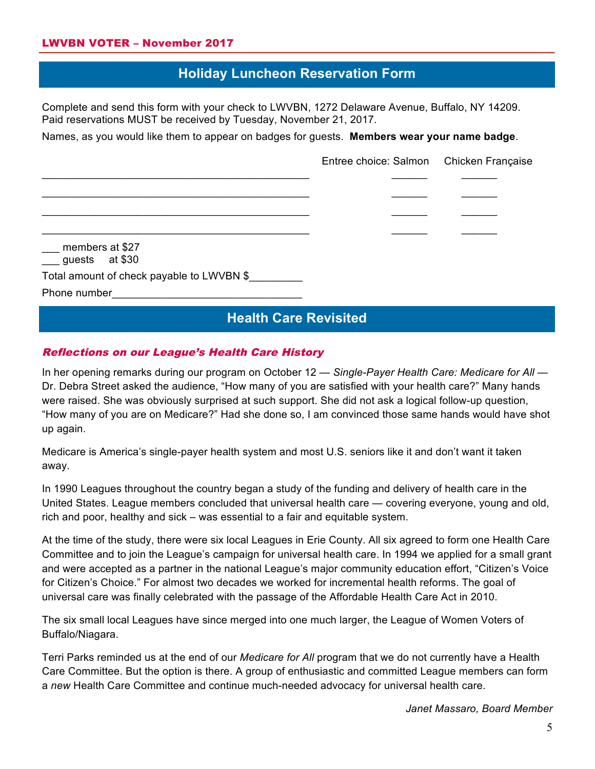## Holiday Luncheon Reservation Form

Complete and send this form with your check to LWVBN, 1272 Delaware Avenue, Buffalo, NY 14209.
Paid reservations MUST be received by Tuesday, November 21, 2017.

Names, as you would like them to appear on badges for guests. **Members wear your name badge**.

| | Entree choice: Salmon | Chicken Française |
|---|---|---|
| ______________________________________________ | ______ | ______ |
| ______________________________________________ | ______ | ______ |
| ______________________________________________ | ______ | ______ |
| ______________________________________________ | ______ | ______ |

___ members at $27
___ guests at $30

Total amount of check payable to LWVBN $_________

Phone number________________________________

## Health Care Revisited

### *Reflections on our League's Health Care History*

In her opening remarks during our program on October 12 — *Single-Payer Health Care: Medicare for All* — Dr. Debra Street asked the audience, "How many of you are satisfied with your health care?" Many hands were raised. She was obviously surprised at such support. She did not ask a logical follow-up question, "How many of you are on Medicare?" Had she done so, I am convinced those same hands would have shot up again.

Medicare is America's single-payer health system and most U.S. seniors like it and don't want it taken away.

In 1990 Leagues throughout the country began a study of the funding and delivery of health care in the United States. League members concluded that universal health care — covering everyone, young and old, rich and poor, healthy and sick – was essential to a fair and equitable system.

At the time of the study, there were six local Leagues in Erie County. All six agreed to form one Health Care Committee and to join the League's campaign for universal health care. In 1994 we applied for a small grant and were accepted as a partner in the national League's major community education effort, "Citizen's Voice for Citizen's Choice." For almost two decades we worked for incremental health reforms. The goal of universal care was finally celebrated with the passage of the Affordable Health Care Act in 2010.

The six small local Leagues have since merged into one much larger, the League of Women Voters of Buffalo/Niagara.

Terri Parks reminded us at the end of our *Medicare for All* program that we do not currently have a Health Care Committee. But the option is there. A group of enthusiastic and committed League members can form a *new* Health Care Committee and continue much-needed advocacy for universal health care.

*Janet Massaro, Board Member*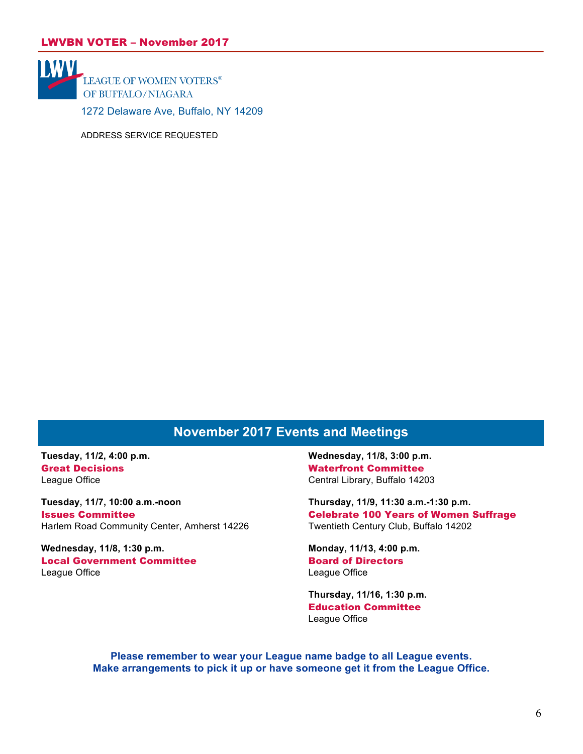LEAGUE OF WOMEN VOTERS®
OF BUFFALO/NIAGARA

1272 Delaware Ave, Buffalo, NY 14209

ADDRESS SERVICE REQUESTED

## November 2017 Events and Meetings

**Tuesday, 11/2, 4:00 p.m.**
**Great Decisions**
League Office

**Tuesday, 11/7, 10:00 a.m.-noon**
**Issues Committee**
Harlem Road Community Center, Amherst 14226

**Wednesday, 11/8, 1:30 p.m.**
**Local Government Committee**
League Office

**Wednesday, 11/8, 3:00 p.m.**
**Waterfront Committee**
Central Library, Buffalo 14203

**Thursday, 11/9, 11:30 a.m.-1:30 p.m.**
**Celebrate 100 Years of Women Suffrage**
Twentieth Century Club, Buffalo 14202

**Monday, 11/13, 4:00 p.m.**
**Board of Directors**
League Office

**Thursday, 11/16, 1:30 p.m.**
**Education Committee**
League Office

**Please remember to wear your League name badge to all League events.**
**Make arrangements to pick it up or have someone get it from the League Office.**